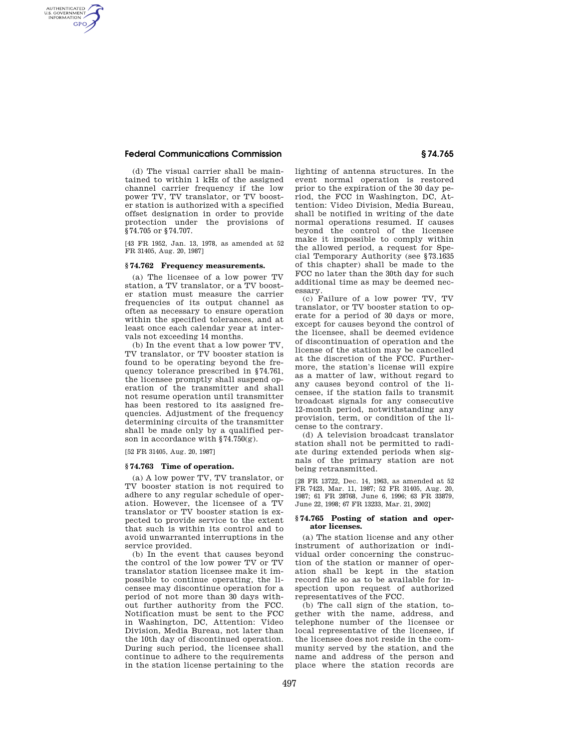(d) The visual carrier shall be maintained to within 1 kHz of the assigned channel carrier frequency if the low power TV, TV translator, or TV booster station is authorized with a specified offset designation in order to provide protection under the provisions of §74.705 or §74.707.

[43 FR 1952, Jan. 13, 1978, as amended at 52 FR 31405, Aug. 20, 1987]

### § 74.762 Frequency measurements.

(a) The licensee of a low power TV station, a TV translator, or a TV booster station must measure the carrier frequencies of its output channel as often as necessary to ensure operation within the specified tolerances, and at least once each calendar year at intervals not exceeding 14 months.

(b) In the event that a low power TV, TV translator, or TV booster station is found to be operating beyond the frequency tolerance prescribed in §74.761, the licensee promptly shall suspend operation of the transmitter and shall not resume operation until transmitter has been restored to its assigned frequencies. Adjustment of the frequency determining circuits of the transmitter shall be made only by a qualified person in accordance with §74.750(g).

[52 FR 31405, Aug. 20, 1987]

### § 74.763 Time of operation.

(a) A low power TV, TV translator, or TV booster station is not required to adhere to any regular schedule of operation. However, the licensee of a TV translator or TV booster station is expected to provide service to the extent that such is within its control and to avoid unwarranted interruptions in the service provided.

(b) In the event that causes beyond the control of the low power TV or TV translator station licensee make it impossible to continue operating, the licensee may discontinue operation for a period of not more than 30 days without further authority from the FCC. Notification must be sent to the FCC in Washington, DC, Attention: Video Division, Media Bureau, not later than the 10th day of discontinued operation. During such period, the licensee shall continue to adhere to the requirements in the station license pertaining to the lighting of antenna structures. In the event normal operation is restored prior to the expiration of the 30 day period, the FCC in Washington, DC, Attention: Video Division, Media Bureau, shall be notified in writing of the date normal operations resumed. If causes beyond the control of the licensee make it impossible to comply within the allowed period, a request for Special Temporary Authority (see §73.1635 of this chapter) shall be made to the FCC no later than the 30th day for such additional time as may be deemed necessary.

(c) Failure of a low power TV, TV translator, or TV booster station to operate for a period of 30 days or more, except for causes beyond the control of the licensee, shall be deemed evidence of discontinuation of operation and the license of the station may be cancelled at the discretion of the FCC. Furthermore, the station's license will expire as a matter of law, without regard to any causes beyond control of the licensee, if the station fails to transmit broadcast signals for any consecutive 12-month period, notwithstanding any provision, term, or condition of the license to the contrary.

(d) A television broadcast translator station shall not be permitted to radiate during extended periods when signals of the primary station are not being retransmitted.

[28 FR 13722, Dec. 14, 1963, as amended at 52 FR 7423, Mar. 11, 1987; 52 FR 31405, Aug. 20, 1987; 61 FR 28768, June 6, 1996; 63 FR 33879, June 22, 1998; 67 FR 13233, Mar. 21, 2002]

### § 74.765 Posting of station and operator licenses.

(a) The station license and any other instrument of authorization or individual order concerning the construction of the station or manner of operation shall be kept in the station record file so as to be available for inspection upon request of authorized representatives of the FCC.

(b) The call sign of the station, together with the name, address, and telephone number of the licensee or local representative of the licensee, if the licensee does not reside in the community served by the station, and the name and address of the person and place where the station records are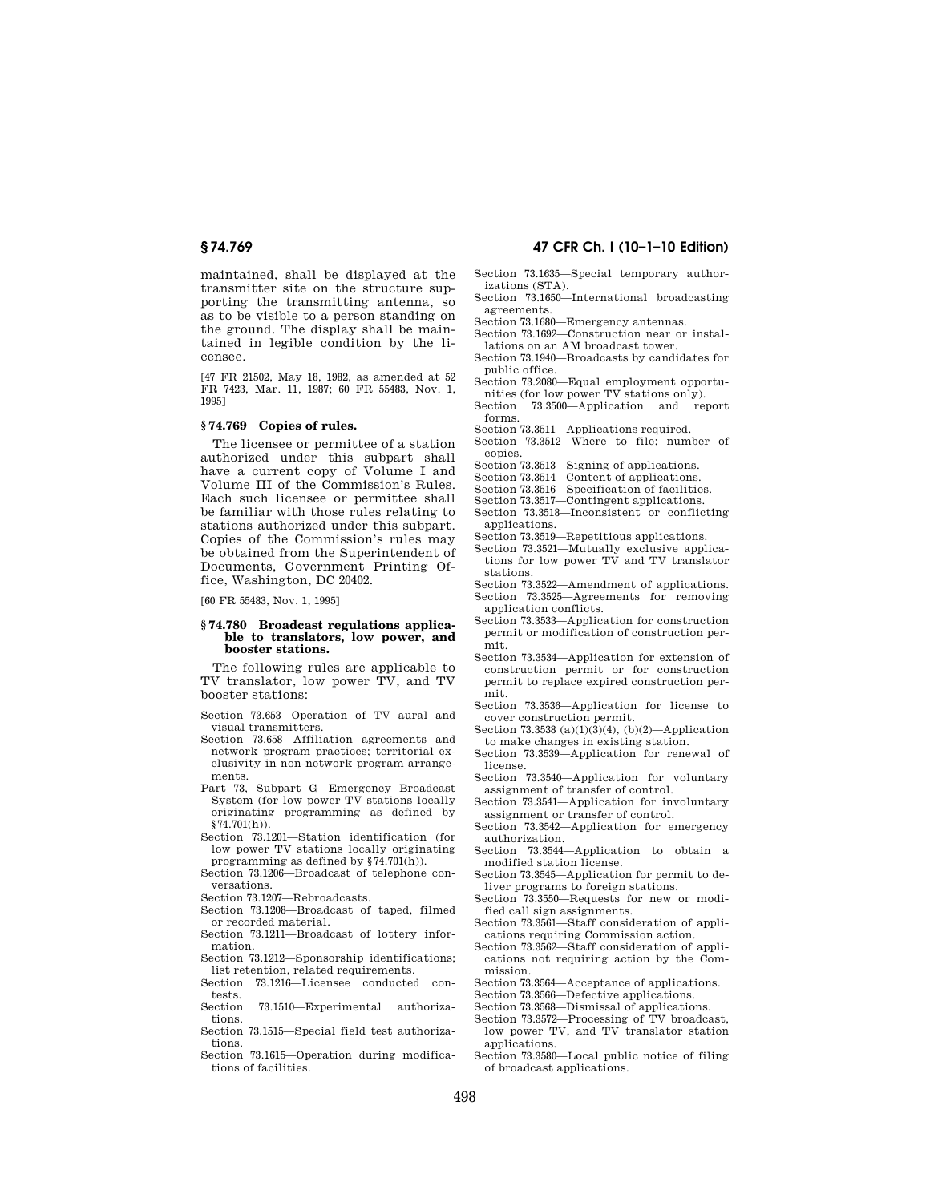maintained, shall be displayed at the transmitter site on the structure supporting the transmitting antenna, so as to be visible to a person standing on the ground. The display shall be maintained in legible condition by the licensee.

[47 FR 21502, May 18, 1982, as amended at 52 FR 7423, Mar. 11, 1987; 60 FR 55483, Nov. 1, 1995]

## § 74.769 Copies of rules.

The licensee or permittee of a station authorized under this subpart shall have a current copy of Volume I and Volume III of the Commission's Rules. Each such licensee or permittee shall be familiar with those rules relating to stations authorized under this subpart. Copies of the Commission's rules may be obtained from the Superintendent of Documents, Government Printing Office, Washington, DC 20402.

[60 FR 55483, Nov. 1, 1995]

## § 74.780 Broadcast regulations applicable to translators, low power, and booster stations.

The following rules are applicable to TV translator, low power TV, and TV booster stations:

Section 73.653—Operation of TV aural and visual transmitters.

Section 73.658—Affiliation agreements and network program practices; territorial exclusivity in non-network program arrangements.

Part 73, Subpart G—Emergency Broadcast System (for low power TV stations locally originating programming as defined by §74.701(h)).

Section 73.1201—Station identification (for low power TV stations locally originating programming as defined by §74.701(h)).

Section 73.1206—Broadcast of telephone conversations.

Section 73.1207—Rebroadcasts.

Section 73.1208—Broadcast of taped, filmed or recorded material.

Section 73.1211—Broadcast of lottery information.

Section 73.1212—Sponsorship identifications; list retention, related requirements.

Section 73.1216—Licensee conducted contests.

Section 73.1510—Experimental authorizations.

Section 73.1515—Special field test authorizations.

Section 73.1615—Operation during modifications of facilities.

Section 73.1635—Special temporary authorizations (STA).

Section 73.1650—International broadcasting agreements.

Section 73.1680—Emergency antennas.

Section 73.1692—Construction near or installations on an AM broadcast tower.

Section 73.1940—Broadcasts by candidates for public office.

Section 73.2080—Equal employment opportunities (for low power TV stations only).

Section 73.3500—Application and report forms.

Section 73.3511—Applications required.

Section 73.3512—Where to file; number of copies.

Section 73.3513—Signing of applications.

Section 73.3514—Content of applications.

Section 73.3516—Specification of facilities.

Section 73.3517—Contingent applications.

Section 73.3518—Inconsistent or conflicting applications.

Section 73.3519—Repetitious applications.

Section 73.3521—Mutually exclusive applications for low power TV and TV translator stations.

Section 73.3522—Amendment of applications.

Section 73.3525—Agreements for removing application conflicts.

Section 73.3533—Application for construction permit or modification of construction permit.

Section 73.3534—Application for extension of construction permit or for construction permit to replace expired construction permit.

Section 73.3536—Application for license to cover construction permit.

Section 73.3538 (a)(1)(3)(4), (b)(2)—Application to make changes in existing station.

Section 73.3539—Application for renewal of license.

Section 73.3540—Application for voluntary assignment of transfer of control.

Section 73.3541—Application for involuntary assignment or transfer of control.

Section 73.3542—Application for emergency authorization.

Section 73.3544—Application to obtain a modified station license.

Section 73.3545—Application for permit to deliver programs to foreign stations.

Section 73.3550—Requests for new or modified call sign assignments.

Section 73.3561—Staff consideration of applications requiring Commission action.

Section 73.3562—Staff consideration of applications not requiring action by the Commission.

Section 73.3564—Acceptance of applications.

Section 73.3566—Defective applications.

Section 73.3568—Dismissal of applications.

Section 73.3572—Processing of TV broadcast, low power TV, and TV translator station applications.

Section 73.3580—Local public notice of filing of broadcast applications.